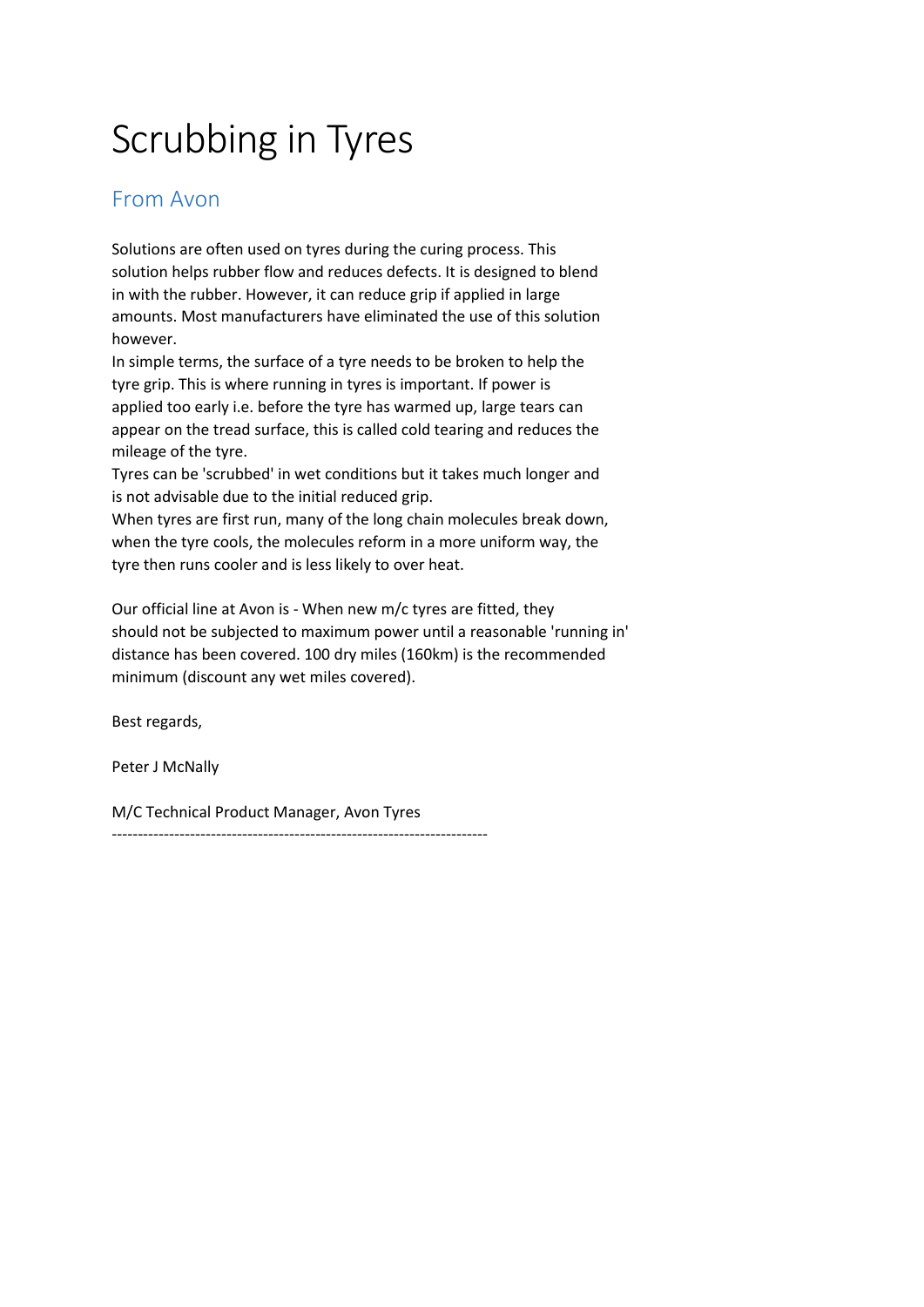# Scrubbing in Tyres

## From Avon

Solutions are often used on tyres during the curing process. This solution helps rubber flow and reduces defects. It is designed to blend in with the rubber. However, it can reduce grip if applied in large amounts. Most manufacturers have eliminated the use of this solution however.

In simple terms, the surface of a tyre needs to be broken to help the tyre grip. This is where running in tyres is important. If power is applied too early i.e. before the tyre has warmed up, large tears can appear on the tread surface, this is called cold tearing and reduces the mileage of the tyre.

Tyres can be 'scrubbed' in wet conditions but it takes much longer and is not advisable due to the initial reduced grip.

When tyres are first run, many of the long chain molecules break down, when the tyre cools, the molecules reform in a more uniform way, the tyre then runs cooler and is less likely to over heat.

Our official line at Avon is - When new m/c tyres are fitted, they should not be subjected to maximum power until a reasonable 'running in' distance has been covered. 100 dry miles (160km) is the recommended minimum (discount any wet miles covered).

Best regards,

Peter J McNally

M/C Technical Product Manager, Avon Tyres

---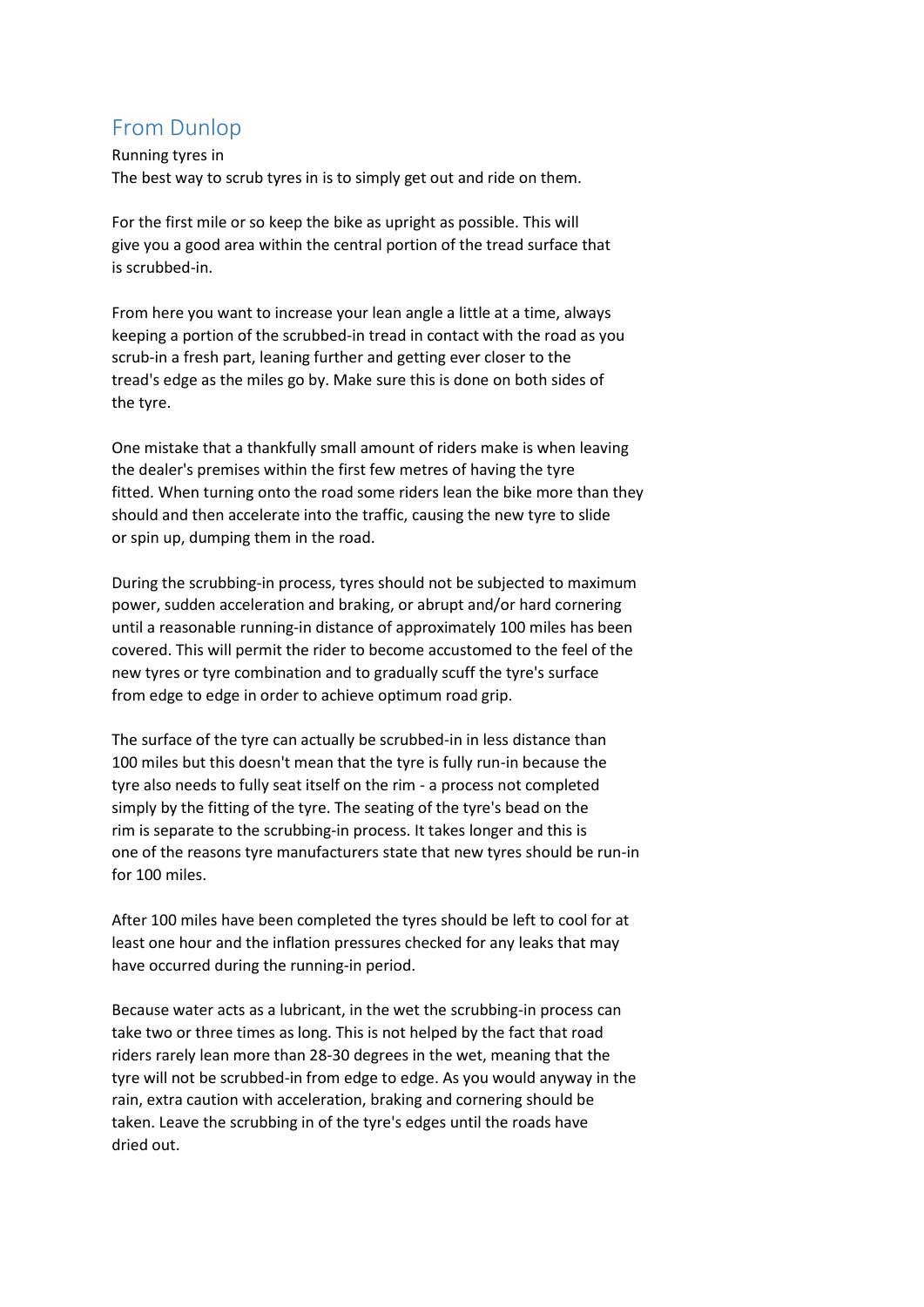## From Dunlop

Running tyres in

The best way to scrub tyres in is to simply get out and ride on them.

For the first mile or so keep the bike as upright as possible. This will give you a good area within the central portion of the tread surface that is scrubbed-in.

From here you want to increase your lean angle a little at a time, always keeping a portion of the scrubbed-in tread in contact with the road as you scrub-in a fresh part, leaning further and getting ever closer to the tread's edge as the miles go by. Make sure this is done on both sides of the tyre.

One mistake that a thankfully small amount of riders make is when leaving the dealer's premises within the first few metres of having the tyre fitted. When turning onto the road some riders lean the bike more than they should and then accelerate into the traffic, causing the new tyre to slide or spin up, dumping them in the road.

During the scrubbing-in process, tyres should not be subjected to maximum power, sudden acceleration and braking, or abrupt and/or hard cornering until a reasonable running-in distance of approximately 100 miles has been covered. This will permit the rider to become accustomed to the feel of the new tyres or tyre combination and to gradually scuff the tyre's surface from edge to edge in order to achieve optimum road grip.

The surface of the tyre can actually be scrubbed-in in less distance than 100 miles but this doesn't mean that the tyre is fully run-in because the tyre also needs to fully seat itself on the rim - a process not completed simply by the fitting of the tyre. The seating of the tyre's bead on the rim is separate to the scrubbing-in process. It takes longer and this is one of the reasons tyre manufacturers state that new tyres should be run-in for 100 miles.

After 100 miles have been completed the tyres should be left to cool for at least one hour and the inflation pressures checked for any leaks that may have occurred during the running-in period.

Because water acts as a lubricant, in the wet the scrubbing-in process can take two or three times as long. This is not helped by the fact that road riders rarely lean more than 28-30 degrees in the wet, meaning that the tyre will not be scrubbed-in from edge to edge. As you would anyway in the rain, extra caution with acceleration, braking and cornering should be taken. Leave the scrubbing in of the tyre's edges until the roads have dried out.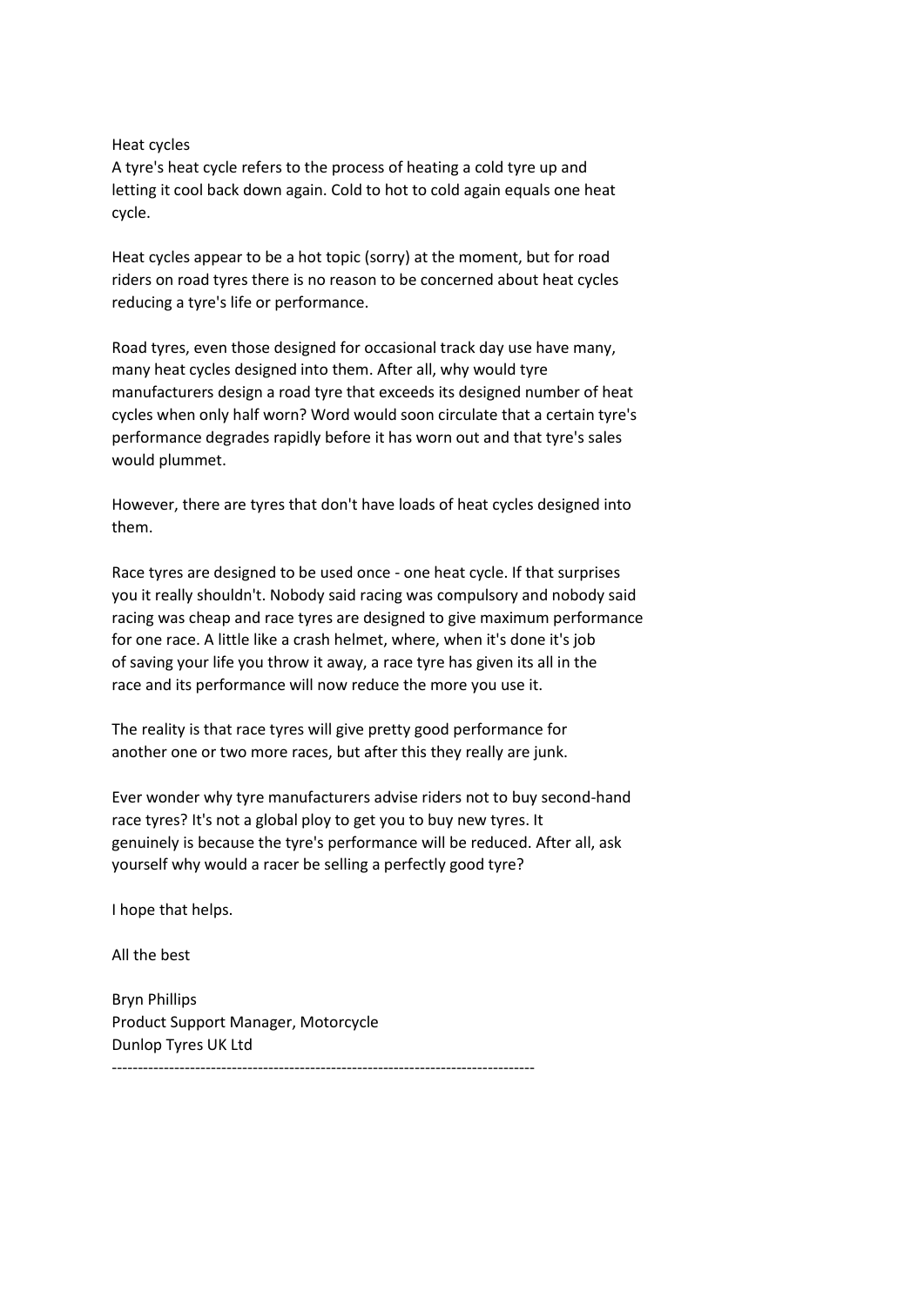Heat cycles

A tyre's heat cycle refers to the process of heating a cold tyre up and letting it cool back down again. Cold to hot to cold again equals one heat cycle.

Heat cycles appear to be a hot topic (sorry) at the moment, but for road riders on road tyres there is no reason to be concerned about heat cycles reducing a tyre's life or performance.

Road tyres, even those designed for occasional track day use have many, many heat cycles designed into them. After all, why would tyre manufacturers design a road tyre that exceeds its designed number of heat cycles when only half worn? Word would soon circulate that a certain tyre's performance degrades rapidly before it has worn out and that tyre's sales would plummet.

However, there are tyres that don't have loads of heat cycles designed into them.

Race tyres are designed to be used once - one heat cycle. If that surprises you it really shouldn't. Nobody said racing was compulsory and nobody said racing was cheap and race tyres are designed to give maximum performance for one race. A little like a crash helmet, where, when it's done it's job of saving your life you throw it away, a race tyre has given its all in the race and its performance will now reduce the more you use it.

The reality is that race tyres will give pretty good performance for another one or two more races, but after this they really are junk.

Ever wonder why tyre manufacturers advise riders not to buy second-hand race tyres? It's not a global ploy to get you to buy new tyres. It genuinely is because the tyre's performance will be reduced. After all, ask yourself why would a racer be selling a perfectly good tyre?

I hope that helps.

All the best

Bryn Phillips
Product Support Manager, Motorcycle
Dunlop Tyres UK Ltd

--------------------------------------------------------------------------------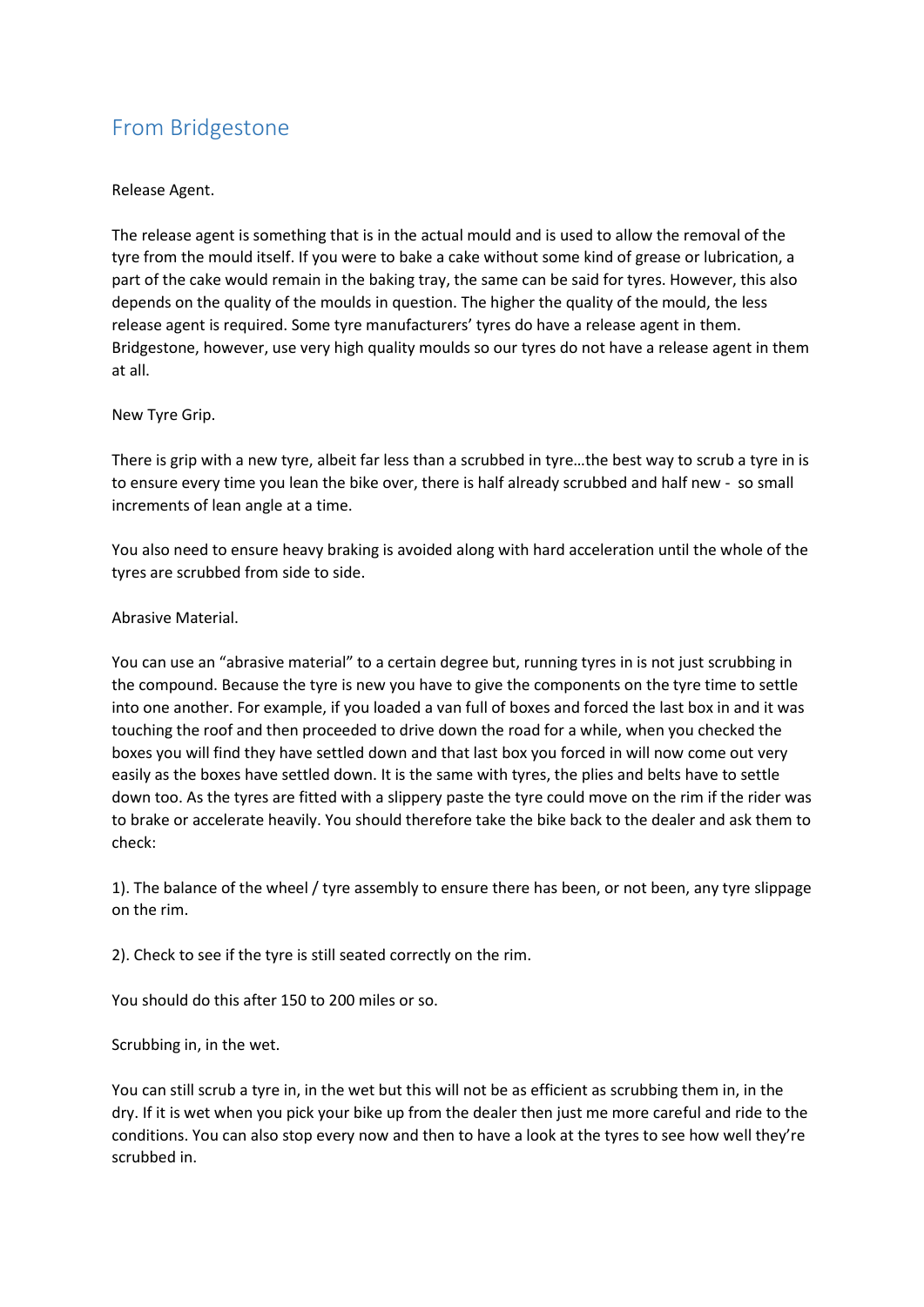## From Bridgestone

Release Agent.

The release agent is something that is in the actual mould and is used to allow the removal of the tyre from the mould itself. If you were to bake a cake without some kind of grease or lubrication, a part of the cake would remain in the baking tray, the same can be said for tyres. However, this also depends on the quality of the moulds in question. The higher the quality of the mould, the less release agent is required. Some tyre manufacturers' tyres do have a release agent in them. Bridgestone, however, use very high quality moulds so our tyres do not have a release agent in them at all.

New Tyre Grip.

There is grip with a new tyre, albeit far less than a scrubbed in tyre…the best way to scrub a tyre in is to ensure every time you lean the bike over, there is half already scrubbed and half new - so small increments of lean angle at a time.

You also need to ensure heavy braking is avoided along with hard acceleration until the whole of the tyres are scrubbed from side to side.

Abrasive Material.

You can use an "abrasive material" to a certain degree but, running tyres in is not just scrubbing in the compound. Because the tyre is new you have to give the components on the tyre time to settle into one another. For example, if you loaded a van full of boxes and forced the last box in and it was touching the roof and then proceeded to drive down the road for a while, when you checked the boxes you will find they have settled down and that last box you forced in will now come out very easily as the boxes have settled down. It is the same with tyres, the plies and belts have to settle down too. As the tyres are fitted with a slippery paste the tyre could move on the rim if the rider was to brake or accelerate heavily. You should therefore take the bike back to the dealer and ask them to check:

1). The balance of the wheel / tyre assembly to ensure there has been, or not been, any tyre slippage on the rim.

2). Check to see if the tyre is still seated correctly on the rim.

You should do this after 150 to 200 miles or so.

Scrubbing in, in the wet.

You can still scrub a tyre in, in the wet but this will not be as efficient as scrubbing them in, in the dry. If it is wet when you pick your bike up from the dealer then just me more careful and ride to the conditions. You can also stop every now and then to have a look at the tyres to see how well they're scrubbed in.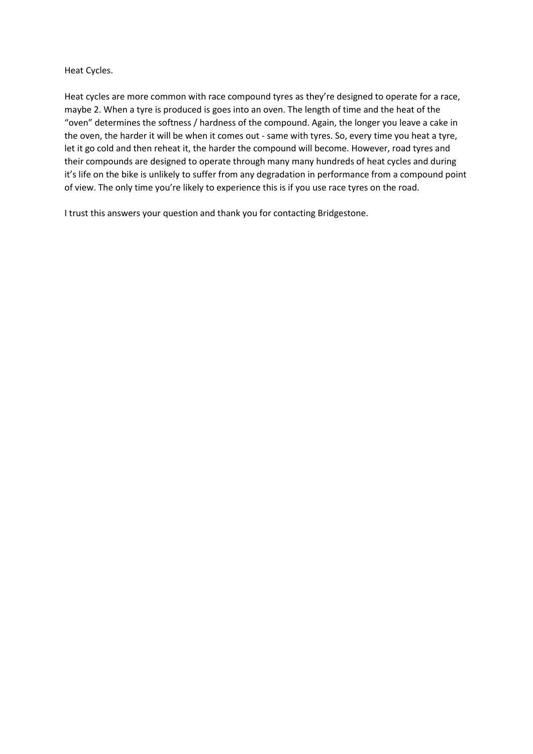Heat Cycles.

Heat cycles are more common with race compound tyres as they're designed to operate for a race, maybe 2. When a tyre is produced is goes into an oven. The length of time and the heat of the "oven" determines the softness / hardness of the compound. Again, the longer you leave a cake in the oven, the harder it will be when it comes out - same with tyres. So, every time you heat a tyre, let it go cold and then reheat it, the harder the compound will become. However, road tyres and their compounds are designed to operate through many many hundreds of heat cycles and during it's life on the bike is unlikely to suffer from any degradation in performance from a compound point of view. The only time you're likely to experience this is if you use race tyres on the road.

I trust this answers your question and thank you for contacting Bridgestone.